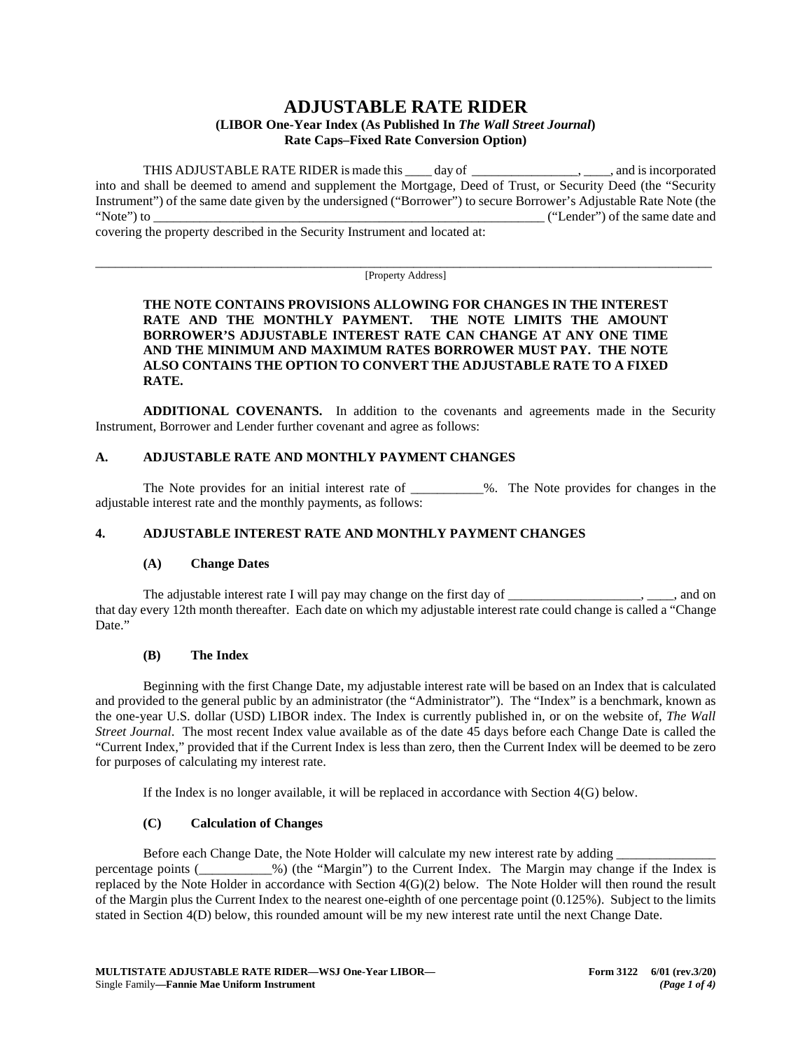# ADJUSTABLE RATE RIDER

**(LIBOR One-Year Index (As Published In *The Wall Street Journal*)**
**Rate Caps–Fixed Rate Conversion Option)**

THIS ADJUSTABLE RATE RIDER is made this ____ day of ________________, ____, and is incorporated into and shall be deemed to amend and supplement the Mortgage, Deed of Trust, or Security Deed (the "Security Instrument") of the same date given by the undersigned ("Borrower") to secure Borrower's Adjustable Rate Note (the "Note") to ______________________________________________________________ ("Lender") of the same date and covering the property described in the Security Instrument and located at:

_____________________________________________________________________________________________________
[Property Address]

**THE NOTE CONTAINS PROVISIONS ALLOWING FOR CHANGES IN THE INTEREST RATE AND THE MONTHLY PAYMENT. THE NOTE LIMITS THE AMOUNT BORROWER'S ADJUSTABLE INTEREST RATE CAN CHANGE AT ANY ONE TIME AND THE MINIMUM AND MAXIMUM RATES BORROWER MUST PAY. THE NOTE ALSO CONTAINS THE OPTION TO CONVERT THE ADJUSTABLE RATE TO A FIXED RATE.**

**ADDITIONAL COVENANTS.** In addition to the covenants and agreements made in the Security Instrument, Borrower and Lender further covenant and agree as follows:

## A. ADJUSTABLE RATE AND MONTHLY PAYMENT CHANGES

The Note provides for an initial interest rate of ___________%. The Note provides for changes in the adjustable interest rate and the monthly payments, as follows:

## 4. ADJUSTABLE INTEREST RATE AND MONTHLY PAYMENT CHANGES

### (A) Change Dates

The adjustable interest rate I will pay may change on the first day of ____________________, ____, and on that day every 12th month thereafter. Each date on which my adjustable interest rate could change is called a "Change Date."

### (B) The Index

Beginning with the first Change Date, my adjustable interest rate will be based on an Index that is calculated and provided to the general public by an administrator (the "Administrator"). The "Index" is a benchmark, known as the one-year U.S. dollar (USD) LIBOR index. The Index is currently published in, or on the website of, *The Wall Street Journal*. The most recent Index value available as of the date 45 days before each Change Date is called the "Current Index," provided that if the Current Index is less than zero, then the Current Index will be deemed to be zero for purposes of calculating my interest rate.

If the Index is no longer available, it will be replaced in accordance with Section 4(G) below.

### (C) Calculation of Changes

Before each Change Date, the Note Holder will calculate my new interest rate by adding _______________ percentage points (___________%) (the "Margin") to the Current Index. The Margin may change if the Index is replaced by the Note Holder in accordance with Section 4(G)(2) below. The Note Holder will then round the result of the Margin plus the Current Index to the nearest one-eighth of one percentage point (0.125%). Subject to the limits stated in Section 4(D) below, this rounded amount will be my new interest rate until the next Change Date.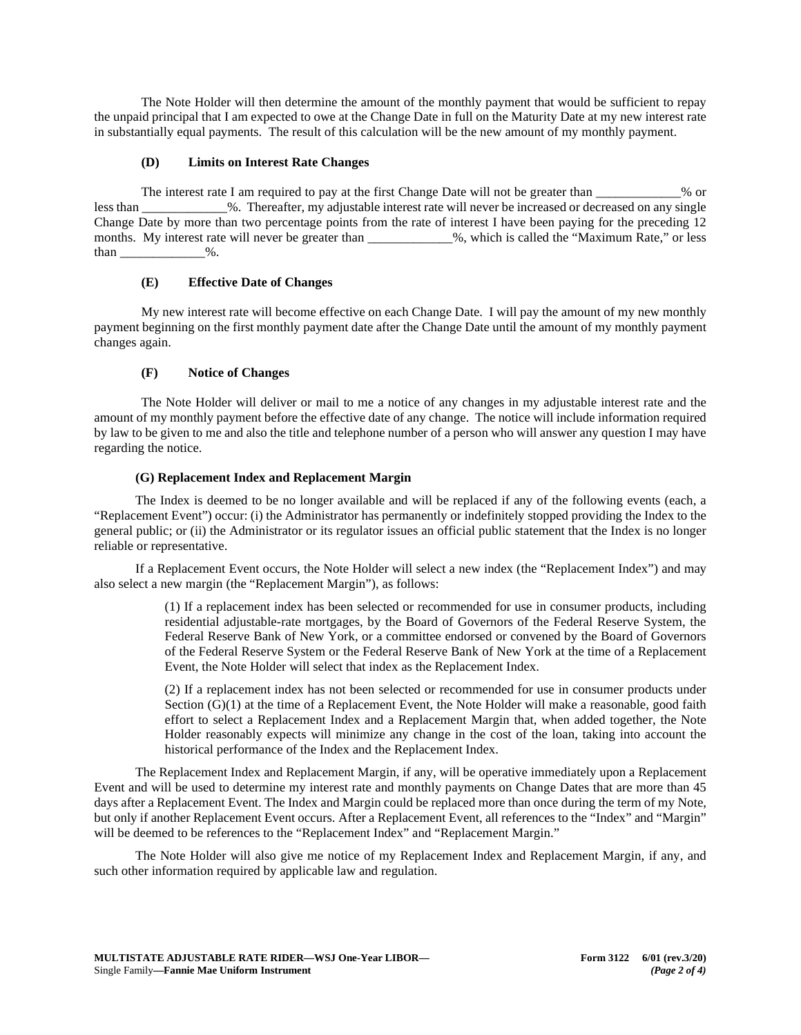The Note Holder will then determine the amount of the monthly payment that would be sufficient to repay the unpaid principal that I am expected to owe at the Change Date in full on the Maturity Date at my new interest rate in substantially equal payments. The result of this calculation will be the new amount of my monthly payment.

**(D) Limits on Interest Rate Changes**

The interest rate I am required to pay at the first Change Date will not be greater than _____________% or less than _____________%. Thereafter, my adjustable interest rate will never be increased or decreased on any single Change Date by more than two percentage points from the rate of interest I have been paying for the preceding 12 months. My interest rate will never be greater than _____________%, which is called the "Maximum Rate," or less than _____________%.

**(E) Effective Date of Changes**

My new interest rate will become effective on each Change Date. I will pay the amount of my new monthly payment beginning on the first monthly payment date after the Change Date until the amount of my monthly payment changes again.

**(F) Notice of Changes**

The Note Holder will deliver or mail to me a notice of any changes in my adjustable interest rate and the amount of my monthly payment before the effective date of any change. The notice will include information required by law to be given to me and also the title and telephone number of a person who will answer any question I may have regarding the notice.

**(G) Replacement Index and Replacement Margin**

The Index is deemed to be no longer available and will be replaced if any of the following events (each, a "Replacement Event") occur: (i) the Administrator has permanently or indefinitely stopped providing the Index to the general public; or (ii) the Administrator or its regulator issues an official public statement that the Index is no longer reliable or representative.

If a Replacement Event occurs, the Note Holder will select a new index (the "Replacement Index") and may also select a new margin (the "Replacement Margin"), as follows:

(1) If a replacement index has been selected or recommended for use in consumer products, including residential adjustable-rate mortgages, by the Board of Governors of the Federal Reserve System, the Federal Reserve Bank of New York, or a committee endorsed or convened by the Board of Governors of the Federal Reserve System or the Federal Reserve Bank of New York at the time of a Replacement Event, the Note Holder will select that index as the Replacement Index.

(2) If a replacement index has not been selected or recommended for use in consumer products under Section (G)(1) at the time of a Replacement Event, the Note Holder will make a reasonable, good faith effort to select a Replacement Index and a Replacement Margin that, when added together, the Note Holder reasonably expects will minimize any change in the cost of the loan, taking into account the historical performance of the Index and the Replacement Index.

The Replacement Index and Replacement Margin, if any, will be operative immediately upon a Replacement Event and will be used to determine my interest rate and monthly payments on Change Dates that are more than 45 days after a Replacement Event. The Index and Margin could be replaced more than once during the term of my Note, but only if another Replacement Event occurs. After a Replacement Event, all references to the "Index" and "Margin" will be deemed to be references to the "Replacement Index" and "Replacement Margin."

The Note Holder will also give me notice of my Replacement Index and Replacement Margin, if any, and such other information required by applicable law and regulation.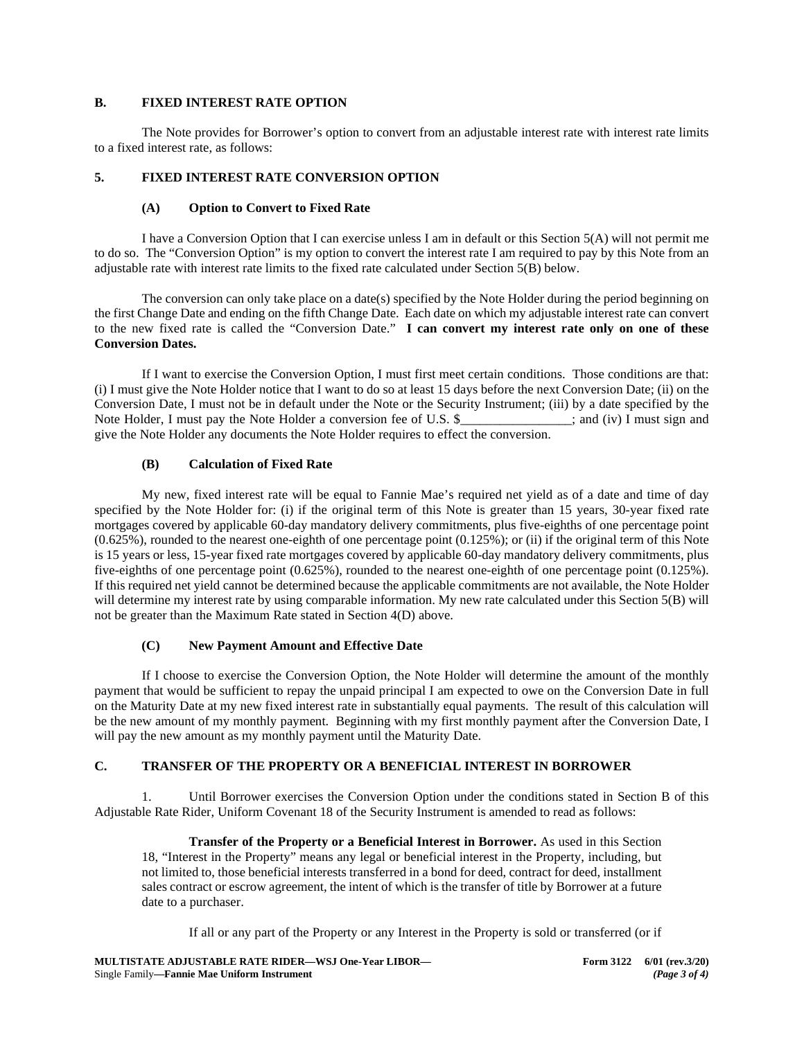**B. FIXED INTEREST RATE OPTION**

The Note provides for Borrower's option to convert from an adjustable interest rate with interest rate limits to a fixed interest rate, as follows:

**5. FIXED INTEREST RATE CONVERSION OPTION**

**(A) Option to Convert to Fixed Rate**

I have a Conversion Option that I can exercise unless I am in default or this Section 5(A) will not permit me to do so. The "Conversion Option" is my option to convert the interest rate I am required to pay by this Note from an adjustable rate with interest rate limits to the fixed rate calculated under Section 5(B) below.

The conversion can only take place on a date(s) specified by the Note Holder during the period beginning on the first Change Date and ending on the fifth Change Date. Each date on which my adjustable interest rate can convert to the new fixed rate is called the "Conversion Date." **I can convert my interest rate only on one of these Conversion Dates.**

If I want to exercise the Conversion Option, I must first meet certain conditions. Those conditions are that: (i) I must give the Note Holder notice that I want to do so at least 15 days before the next Conversion Date; (ii) on the Conversion Date, I must not be in default under the Note or the Security Instrument; (iii) by a date specified by the Note Holder, I must pay the Note Holder a conversion fee of U.S. $_________________; and (iv) I must sign and give the Note Holder any documents the Note Holder requires to effect the conversion.

**(B) Calculation of Fixed Rate**

My new, fixed interest rate will be equal to Fannie Mae's required net yield as of a date and time of day specified by the Note Holder for: (i) if the original term of this Note is greater than 15 years, 30-year fixed rate mortgages covered by applicable 60-day mandatory delivery commitments, plus five-eighths of one percentage point (0.625%), rounded to the nearest one-eighth of one percentage point (0.125%); or (ii) if the original term of this Note is 15 years or less, 15-year fixed rate mortgages covered by applicable 60-day mandatory delivery commitments, plus five-eighths of one percentage point (0.625%), rounded to the nearest one-eighth of one percentage point (0.125%). If this required net yield cannot be determined because the applicable commitments are not available, the Note Holder will determine my interest rate by using comparable information. My new rate calculated under this Section 5(B) will not be greater than the Maximum Rate stated in Section 4(D) above.

**(C) New Payment Amount and Effective Date**

If I choose to exercise the Conversion Option, the Note Holder will determine the amount of the monthly payment that would be sufficient to repay the unpaid principal I am expected to owe on the Conversion Date in full on the Maturity Date at my new fixed interest rate in substantially equal payments. The result of this calculation will be the new amount of my monthly payment. Beginning with my first monthly payment after the Conversion Date, I will pay the new amount as my monthly payment until the Maturity Date.

**C. TRANSFER OF THE PROPERTY OR A BENEFICIAL INTEREST IN BORROWER**

1. Until Borrower exercises the Conversion Option under the conditions stated in Section B of this Adjustable Rate Rider, Uniform Covenant 18 of the Security Instrument is amended to read as follows:

> **Transfer of the Property or a Beneficial Interest in Borrower.** As used in this Section 18, "Interest in the Property" means any legal or beneficial interest in the Property, including, but not limited to, those beneficial interests transferred in a bond for deed, contract for deed, installment sales contract or escrow agreement, the intent of which is the transfer of title by Borrower at a future date to a purchaser.
>
> If all or any part of the Property or any Interest in the Property is sold or transferred (or if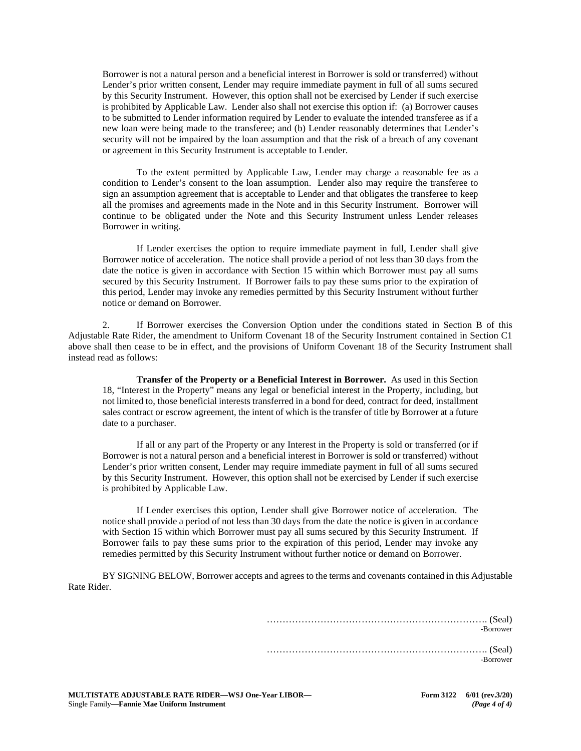Borrower is not a natural person and a beneficial interest in Borrower is sold or transferred) without Lender's prior written consent, Lender may require immediate payment in full of all sums secured by this Security Instrument. However, this option shall not be exercised by Lender if such exercise is prohibited by Applicable Law. Lender also shall not exercise this option if: (a) Borrower causes to be submitted to Lender information required by Lender to evaluate the intended transferee as if a new loan were being made to the transferee; and (b) Lender reasonably determines that Lender's security will not be impaired by the loan assumption and that the risk of a breach of any covenant or agreement in this Security Instrument is acceptable to Lender.

To the extent permitted by Applicable Law, Lender may charge a reasonable fee as a condition to Lender's consent to the loan assumption. Lender also may require the transferee to sign an assumption agreement that is acceptable to Lender and that obligates the transferee to keep all the promises and agreements made in the Note and in this Security Instrument. Borrower will continue to be obligated under the Note and this Security Instrument unless Lender releases Borrower in writing.

If Lender exercises the option to require immediate payment in full, Lender shall give Borrower notice of acceleration. The notice shall provide a period of not less than 30 days from the date the notice is given in accordance with Section 15 within which Borrower must pay all sums secured by this Security Instrument. If Borrower fails to pay these sums prior to the expiration of this period, Lender may invoke any remedies permitted by this Security Instrument without further notice or demand on Borrower.

2. If Borrower exercises the Conversion Option under the conditions stated in Section B of this Adjustable Rate Rider, the amendment to Uniform Covenant 18 of the Security Instrument contained in Section C1 above shall then cease to be in effect, and the provisions of Uniform Covenant 18 of the Security Instrument shall instead read as follows:

**Transfer of the Property or a Beneficial Interest in Borrower.** As used in this Section 18, "Interest in the Property" means any legal or beneficial interest in the Property, including, but not limited to, those beneficial interests transferred in a bond for deed, contract for deed, installment sales contract or escrow agreement, the intent of which is the transfer of title by Borrower at a future date to a purchaser.

If all or any part of the Property or any Interest in the Property is sold or transferred (or if Borrower is not a natural person and a beneficial interest in Borrower is sold or transferred) without Lender's prior written consent, Lender may require immediate payment in full of all sums secured by this Security Instrument. However, this option shall not be exercised by Lender if such exercise is prohibited by Applicable Law.

If Lender exercises this option, Lender shall give Borrower notice of acceleration. The notice shall provide a period of not less than 30 days from the date the notice is given in accordance with Section 15 within which Borrower must pay all sums secured by this Security Instrument. If Borrower fails to pay these sums prior to the expiration of this period, Lender may invoke any remedies permitted by this Security Instrument without further notice or demand on Borrower.

BY SIGNING BELOW, Borrower accepts and agrees to the terms and covenants contained in this Adjustable Rate Rider.

……………………………………………………………. (Seal)
-Borrower

……………………………………………………………. (Seal)
-Borrower

**MULTISTATE ADJUSTABLE RATE RIDER—WSJ One-Year LIBOR—** Single Family**—Fannie Mae Uniform Instrument** **Form 3122 6/01 (rev.3/20)**